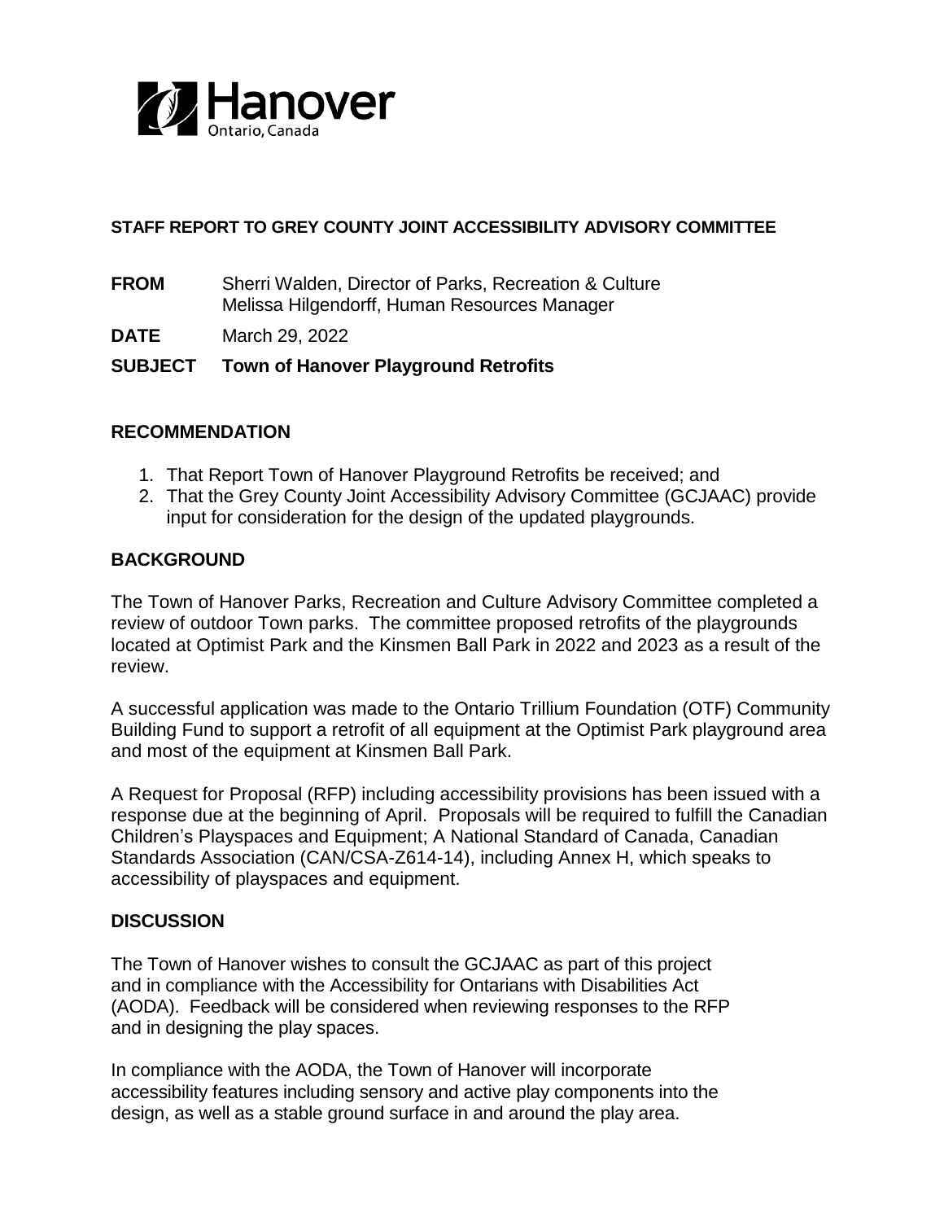Hanover
Ontario, Canada

**STAFF REPORT TO GREY COUNTY JOINT ACCESSIBILITY ADVISORY COMMITTEE**

**FROM** Sherri Walden, Director of Parks, Recreation & Culture
Melissa Hilgendorff, Human Resources Manager

**DATE** March 29, 2022

**SUBJECT Town of Hanover Playground Retrofits**

## RECOMMENDATION

1. That Report Town of Hanover Playground Retrofits be received; and
2. That the Grey County Joint Accessibility Advisory Committee (GCJAAC) provide input for consideration for the design of the updated playgrounds.

## BACKGROUND

The Town of Hanover Parks, Recreation and Culture Advisory Committee completed a review of outdoor Town parks. The committee proposed retrofits of the playgrounds located at Optimist Park and the Kinsmen Ball Park in 2022 and 2023 as a result of the review.

A successful application was made to the Ontario Trillium Foundation (OTF) Community Building Fund to support a retrofit of all equipment at the Optimist Park playground area and most of the equipment at Kinsmen Ball Park.

A Request for Proposal (RFP) including accessibility provisions has been issued with a response due at the beginning of April. Proposals will be required to fulfill the Canadian Children's Playspaces and Equipment; A National Standard of Canada, Canadian Standards Association (CAN/CSA-Z614-14), including Annex H, which speaks to accessibility of playspaces and equipment.

## DISCUSSION

The Town of Hanover wishes to consult the GCJAAC as part of this project and in compliance with the Accessibility for Ontarians with Disabilities Act (AODA). Feedback will be considered when reviewing responses to the RFP and in designing the play spaces.

In compliance with the AODA, the Town of Hanover will incorporate accessibility features including sensory and active play components into the design, as well as a stable ground surface in and around the play area.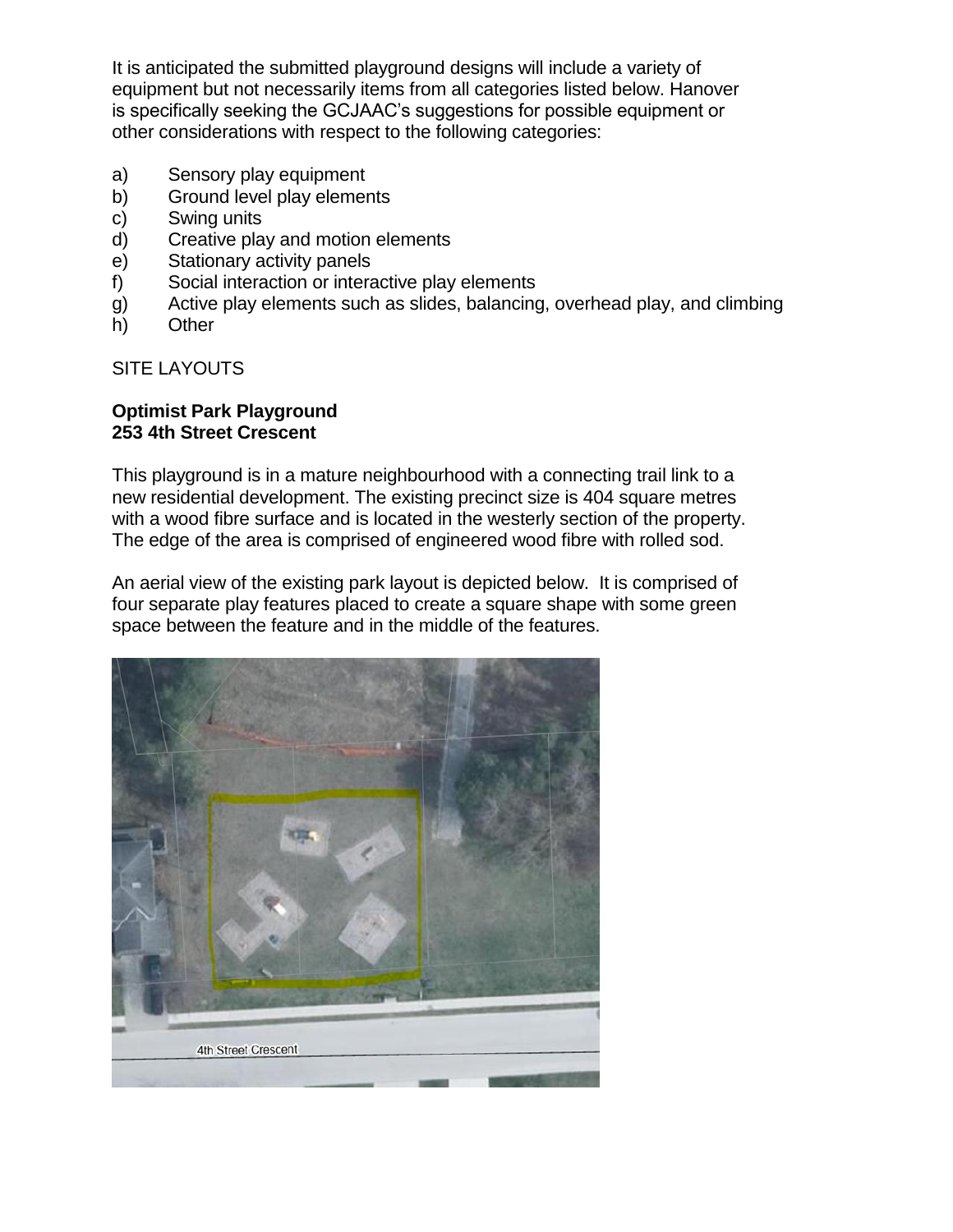It is anticipated the submitted playground designs will include a variety of equipment but not necessarily items from all categories listed below. Hanover is specifically seeking the GCJAAC's suggestions for possible equipment or other considerations with respect to the following categories:

a) Sensory play equipment
b) Ground level play elements
c) Swing units
d) Creative play and motion elements
e) Stationary activity panels
f) Social interaction or interactive play elements
g) Active play elements such as slides, balancing, overhead play, and climbing
h) Other

SITE LAYOUTS

**Optimist Park Playground**
**253 4th Street Crescent**

This playground is in a mature neighbourhood with a connecting trail link to a new residential development. The existing precinct size is 404 square metres with a wood fibre surface and is located in the westerly section of the property. The edge of the area is comprised of engineered wood fibre with rolled sod.

An aerial view of the existing park layout is depicted below. It is comprised of four separate play features placed to create a square shape with some green space between the feature and in the middle of the features.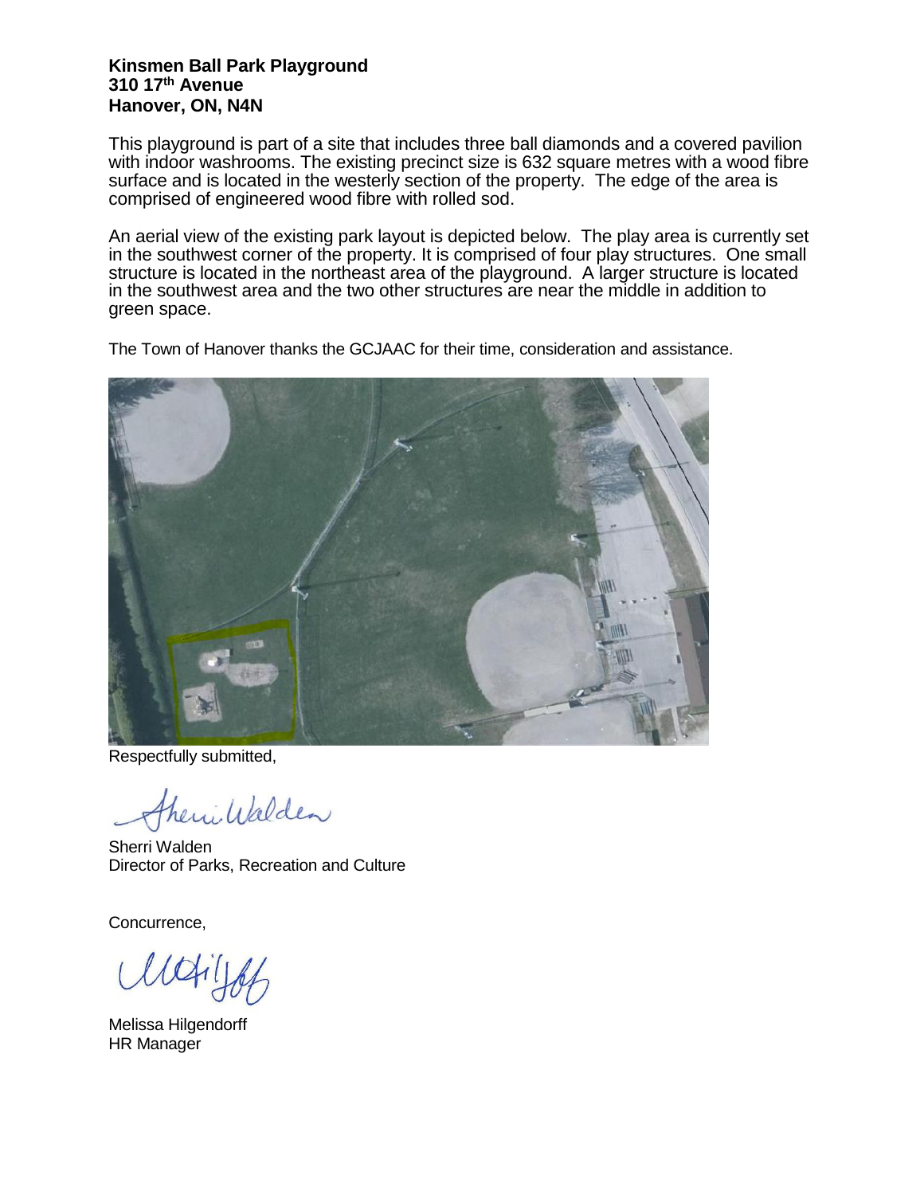**Kinsmen Ball Park Playground**
**310 17th Avenue**
**Hanover, ON, N4N**

This playground is part of a site that includes three ball diamonds and a covered pavilion with indoor washrooms. The existing precinct size is 632 square metres with a wood fibre surface and is located in the westerly section of the property. The edge of the area is comprised of engineered wood fibre with rolled sod.

An aerial view of the existing park layout is depicted below. The play area is currently set in the southwest corner of the property. It is comprised of four play structures. One small structure is located in the northeast area of the playground. A larger structure is located in the southwest area and the two other structures are near the middle in addition to green space.

The Town of Hanover thanks the GCJAAC for their time, consideration and assistance.

Respectfully submitted,

Sherri Walden
Director of Parks, Recreation and Culture

Concurrence,

Melissa Hilgendorff
HR Manager